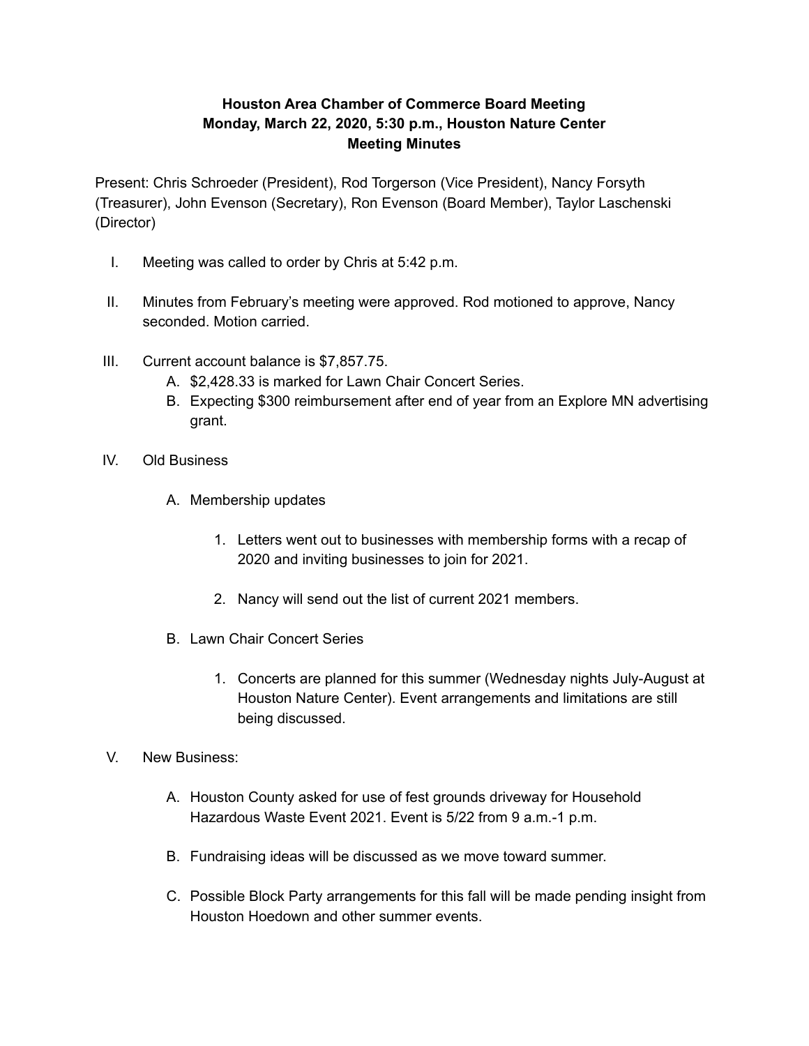**Houston Area Chamber of Commerce Board Meeting**
**Monday, March 22, 2020, 5:30 p.m., Houston Nature Center**
**Meeting Minutes**

Present: Chris Schroeder (President), Rod Torgerson (Vice President), Nancy Forsyth (Treasurer), John Evenson (Secretary), Ron Evenson (Board Member), Taylor Laschenski (Director)

I. Meeting was called to order by Chris at 5:42 p.m.

II. Minutes from February's meeting were approved. Rod motioned to approve, Nancy seconded. Motion carried.

III. Current account balance is $7,857.75.
   A. $2,428.33 is marked for Lawn Chair Concert Series.
   B. Expecting $300 reimbursement after end of year from an Explore MN advertising grant.

IV. Old Business

   A. Membership updates

      1. Letters went out to businesses with membership forms with a recap of 2020 and inviting businesses to join for 2021.

      2. Nancy will send out the list of current 2021 members.

   B. Lawn Chair Concert Series

      1. Concerts are planned for this summer (Wednesday nights July-August at Houston Nature Center). Event arrangements and limitations are still being discussed.

V. New Business:

   A. Houston County asked for use of fest grounds driveway for Household Hazardous Waste Event 2021. Event is 5/22 from 9 a.m.-1 p.m.

   B. Fundraising ideas will be discussed as we move toward summer.

   C. Possible Block Party arrangements for this fall will be made pending insight from Houston Hoedown and other summer events.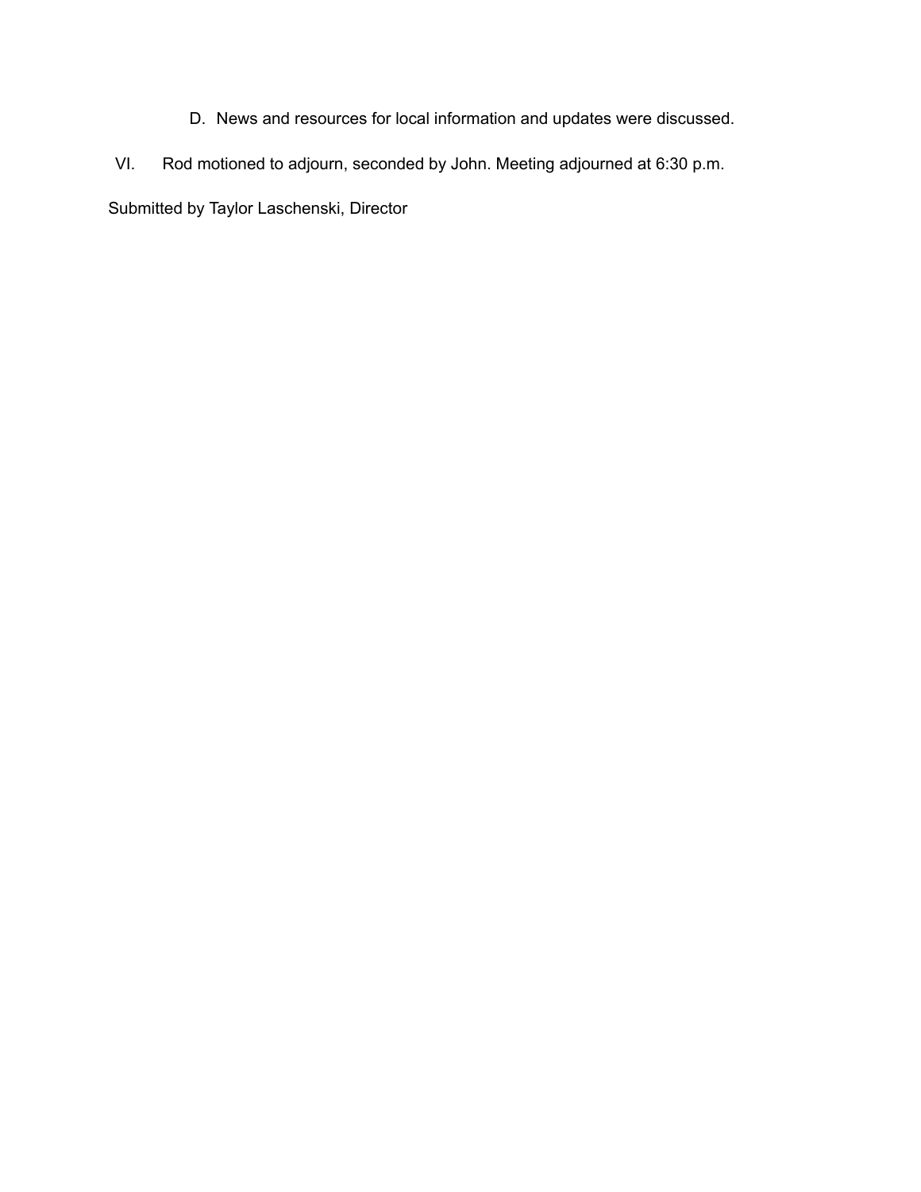D. News and resources for local information and updates were discussed.

VI. Rod motioned to adjourn, seconded by John. Meeting adjourned at 6:30 p.m.

Submitted by Taylor Laschenski, Director